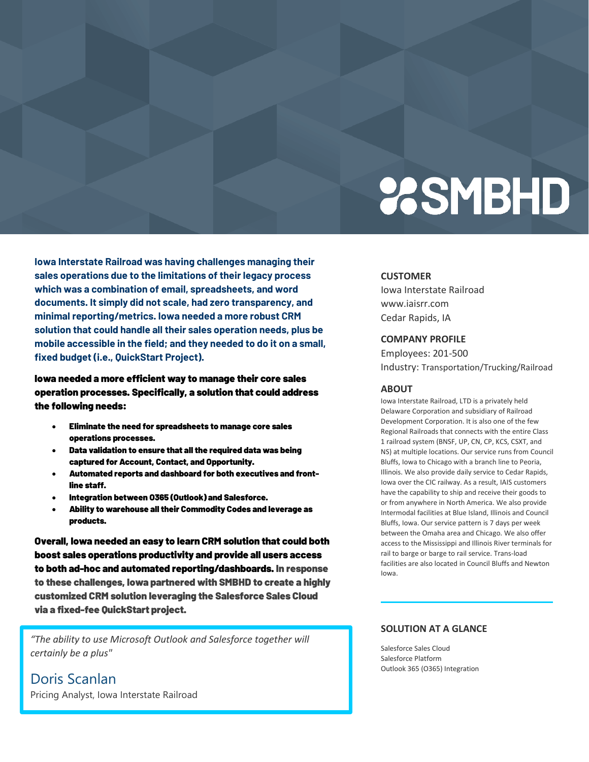# SMBHD

**Iowa Interstate Railroad was having challenges managing their sales operations due to the limitations of their legacy process which was a combination of email, spreadsheets, and word documents. It simply did not scale, had zero transparency, and minimal reporting/metrics. Iowa needed a more robust CRM solution that could handle all their sales operation needs, plus be mobile accessible in the field; and they needed to do it on a small, fixed budget (i.e., QuickStart Project).**

**Iowa needed a more efficient way to manage their core sales operation processes. Specifically, a solution that could address the following needs:**

- **Eliminate the need for spreadsheets to manage core sales operations processes.**
- **Data validation to ensure that all the required data was being captured for Account, Contact, and Opportunity.**
- **Automated reports and dashboard for both executives and front-line staff.**
- **Integration between O365 (Outlook) and Salesforce.**
- **Ability to warehouse all their Commodity Codes and leverage as products.**

**Overall, Iowa needed an easy to learn CRM solution that could both boost sales operations productivity and provide all users access to both ad-hoc and automated reporting/dashboards. In response to these challenges, Iowa partnered with SMBHD to create a highly customized CRM solution leveraging the Salesforce Sales Cloud via a fixed-fee QuickStart project.**

> *"The ability to use Microsoft Outlook and Salesforce together will certainly be a plus"*
>
> Doris Scanlan
> Pricing Analyst, Iowa Interstate Railroad

### CUSTOMER

Iowa Interstate Railroad
www.iaisrr.com
Cedar Rapids, IA

### COMPANY PROFILE

Employees: 201-500
Industry: Transportation/Trucking/Railroad

### ABOUT

Iowa Interstate Railroad, LTD is a privately held Delaware Corporation and subsidiary of Railroad Development Corporation. It is also one of the few Regional Railroads that connects with the entire Class 1 railroad system (BNSF, UP, CN, CP, KCS, CSXT, and NS) at multiple locations. Our service runs from Council Bluffs, Iowa to Chicago with a branch line to Peoria, Illinois. We also provide daily service to Cedar Rapids, Iowa over the CIC railway. As a result, IAIS customers have the capability to ship and receive their goods to or from anywhere in North America. We also provide Intermodal facilities at Blue Island, Illinois and Council Bluffs, Iowa. Our service pattern is 7 days per week between the Omaha area and Chicago. We also offer access to the Mississippi and Illinois River terminals for rail to barge or barge to rail service. Trans-load facilities are also located in Council Bluffs and Newton Iowa.

### SOLUTION AT A GLANCE

Salesforce Sales Cloud
Salesforce Platform
Outlook 365 (O365) Integration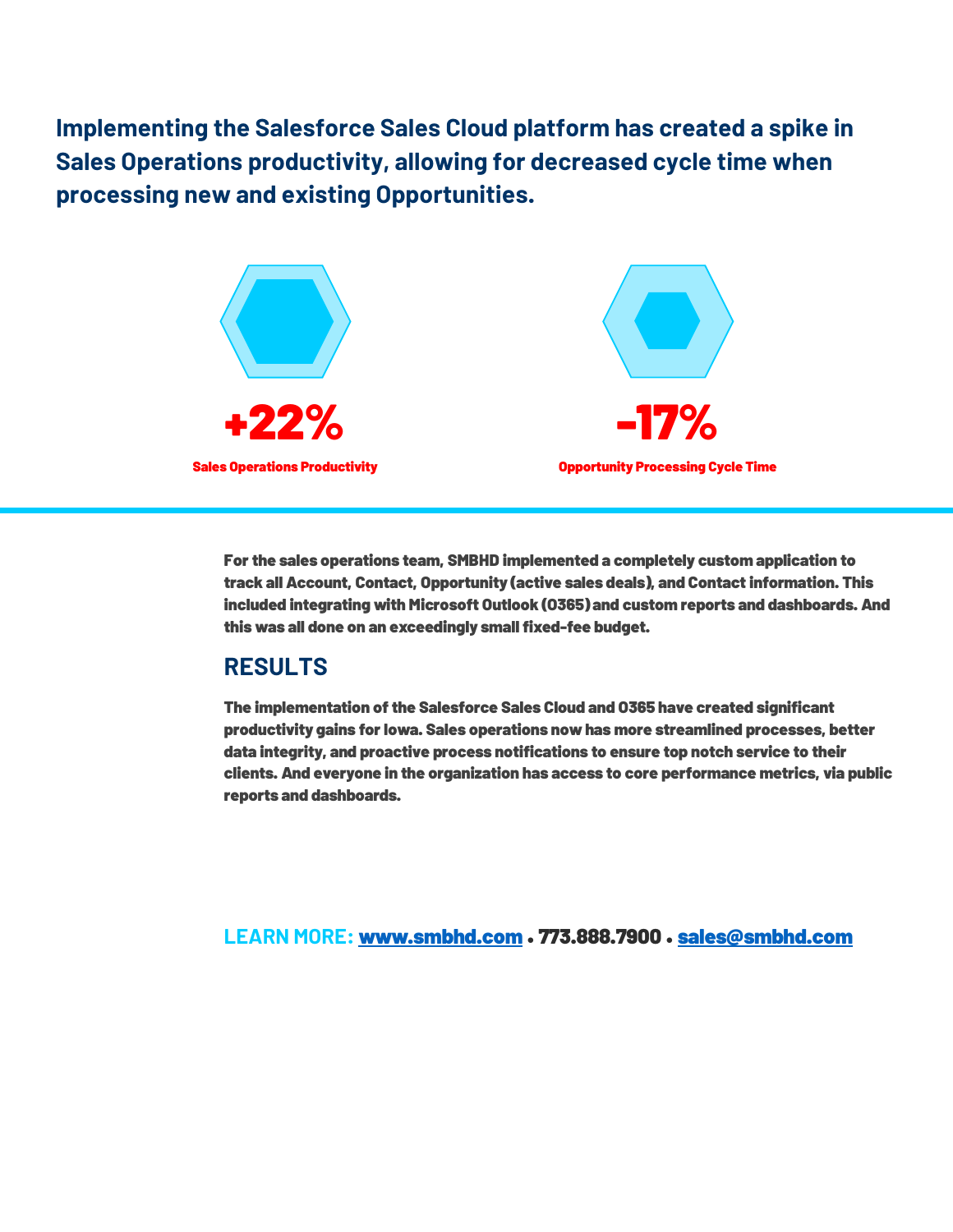**Implementing the Salesforce Sales Cloud platform has created a spike in Sales Operations productivity, allowing for decreased cycle time when processing new and existing Opportunities.**

**+22%**

**Sales Operations Productivity**

**-17%**

**Opportunity Processing Cycle Time**

---

For the sales operations team, SMBHD implemented a completely custom application to track all Account, Contact, Opportunity (active sales deals), and Contact information. This included integrating with Microsoft Outlook (O365) and custom reports and dashboards. And this was all done on an exceedingly small fixed-fee budget.

## RESULTS

The implementation of the Salesforce Sales Cloud and O365 have created significant productivity gains for Iowa. Sales operations now has more streamlined processes, better data integrity, and proactive process notifications to ensure top notch service to their clients. And everyone in the organization has access to core performance metrics, via public reports and dashboards.

**LEARN MORE:** [www.smbhd.com](http://www.smbhd.com) • 773.888.7900 • [sales@smbhd.com](mailto:sales@smbhd.com)